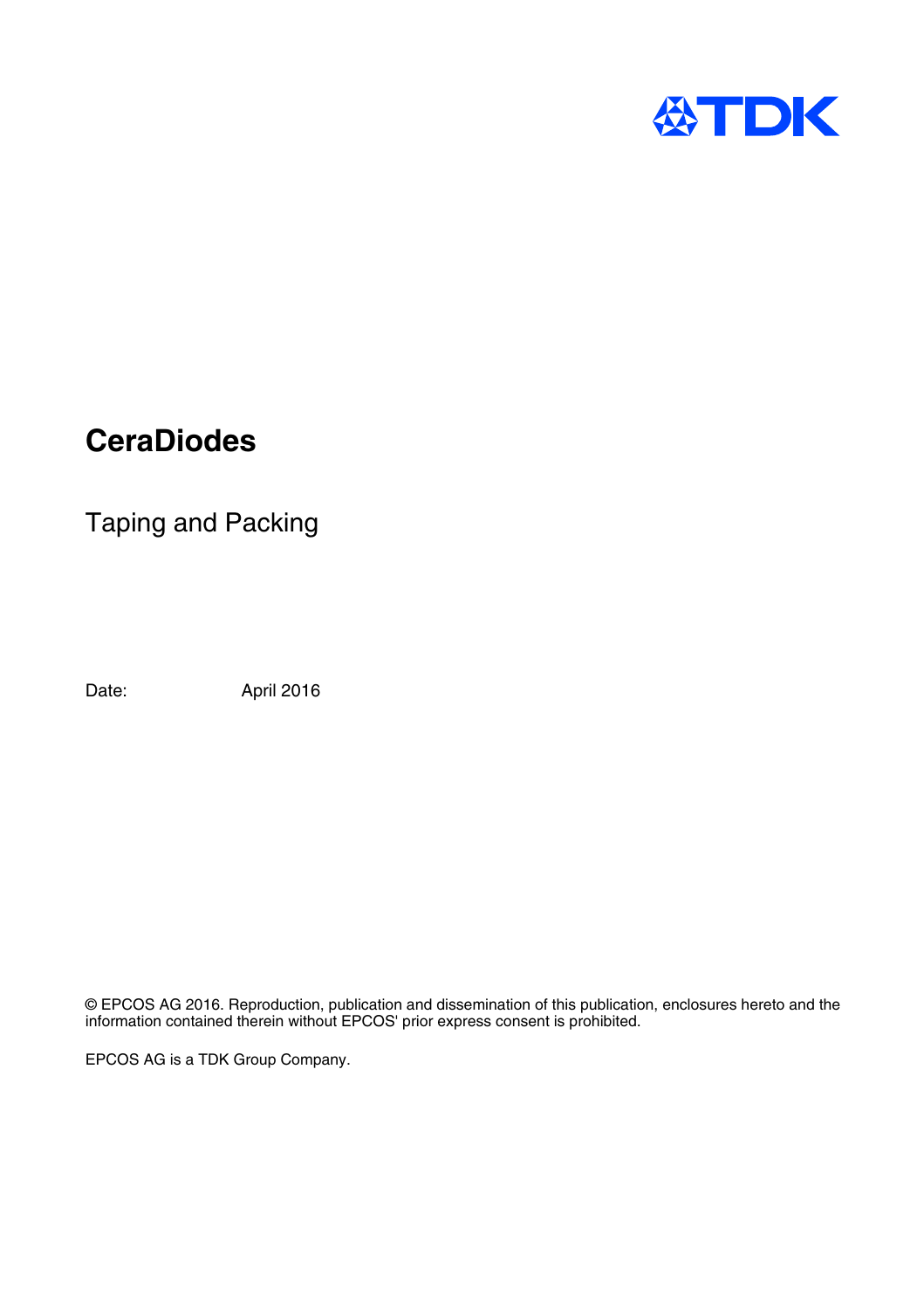# CeraDiodes

Taping and Packing

Date: April 2016

© EPCOS AG 2016. Reproduction, publication and dissemination of this publication, enclosures hereto and the information contained therein without EPCOS' prior express consent is prohibited.

EPCOS AG is a TDK Group Company.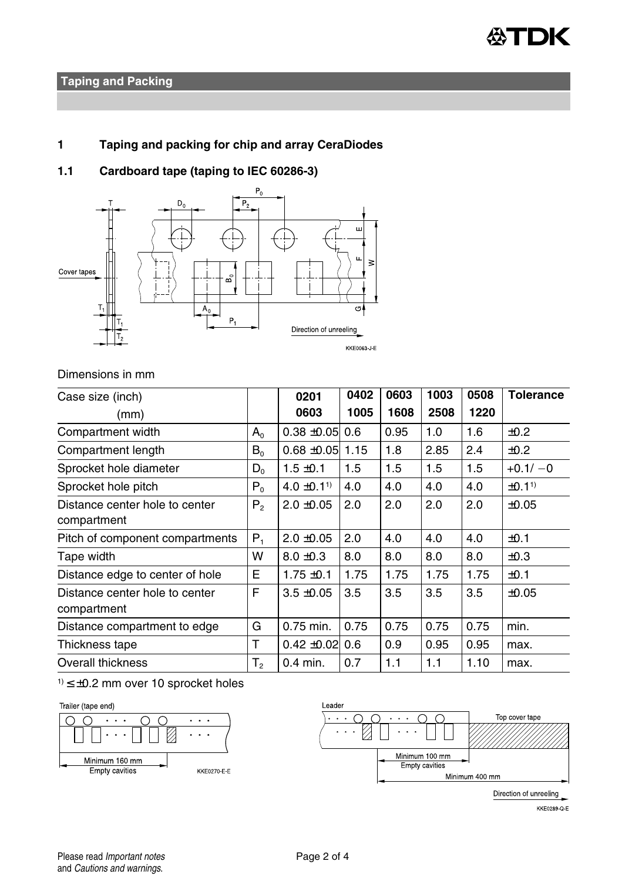## Taping and Packing

### 1 Taping and packing for chip and array CeraDiodes

#### 1.1 Cardboard tape (taping to IEC 60286-3)

Dimensions in mm

| Case size (inch) (mm) | | 0201 0603 | 0402 1005 | 0603 1608 | 1003 2508 | 0508 1220 | Tolerance |
|---|---|---|---|---|---|---|---|
| Compartment width | $A_0$ | 0.38 ±0.05 | 0.6 | 0.95 | 1.0 | 1.6 | ±0.2 |
| Compartment length | $B_0$ | 0.68 ±0.05 | 1.15 | 1.8 | 2.85 | 2.4 | ±0.2 |
| Sprocket hole diameter | $D_0$ | 1.5 ±0.1 | 1.5 | 1.5 | 1.5 | 1.5 | +0.1/ −0 |
| Sprocket hole pitch | $P_0$ | 4.0 ±0.1[1] | 4.0 | 4.0 | 4.0 | 4.0 | ±0.1[1] |
| Distance center hole to center compartment | $P_2$ | 2.0 ±0.05 | 2.0 | 2.0 | 2.0 | 2.0 | ±0.05 |
| Pitch of component compartments | $P_1$ | 2.0 ±0.05 | 2.0 | 4.0 | 4.0 | 4.0 | ±0.1 |
| Tape width | W | 8.0 ±0.3 | 8.0 | 8.0 | 8.0 | 8.0 | ±0.3 |
| Distance edge to center of hole | E | 1.75 ±0.1 | 1.75 | 1.75 | 1.75 | 1.75 | ±0.1 |
| Distance center hole to center compartment | F | 3.5 ±0.05 | 3.5 | 3.5 | 3.5 | 3.5 | ±0.05 |
| Distance compartment to edge | G | 0.75 min. | 0.75 | 0.75 | 0.75 | 0.75 | min. |
| Thickness tape | T | 0.42 ±0.02 | 0.6 | 0.9 | 0.95 | 0.95 | max. |
| Overall thickness | $T_2$ | 0.4 min. | 0.7 | 1.1 | 1.1 | 1.10 | max. |

[1] ≤ ±0.2 mm over 10 sprocket holes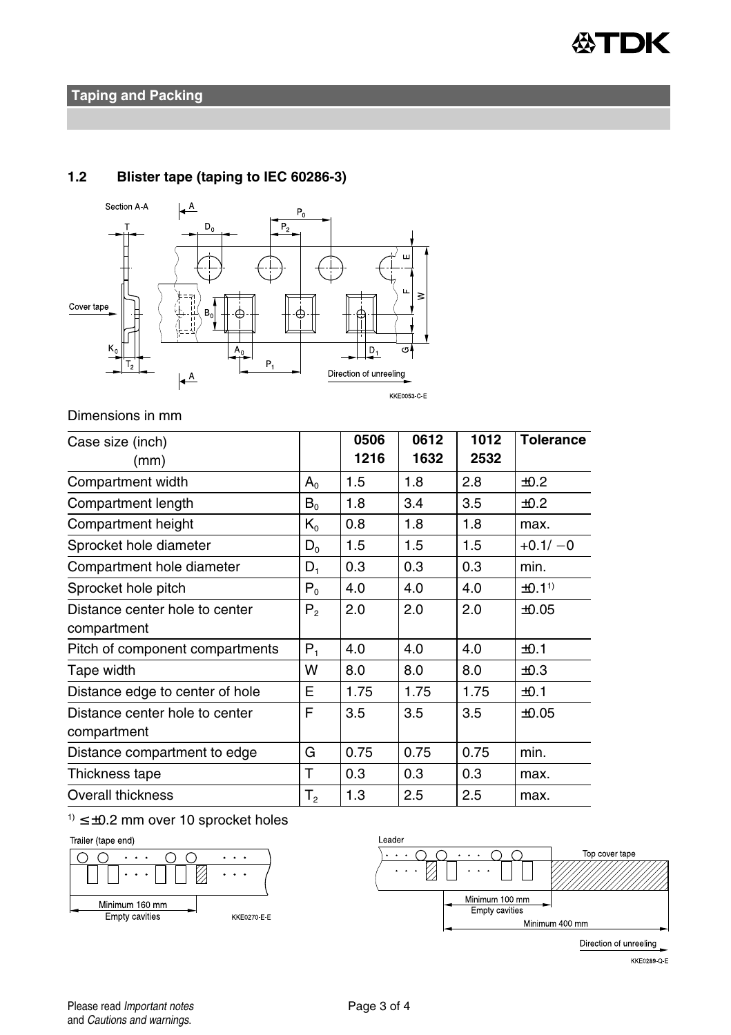## Taping and Packing

### 1.2 Blister tape (taping to IEC 60286-3)

Dimensions in mm

| Case size (inch) (mm) | | 0506 1216 | 0612 1632 | 1012 2532 | Tolerance |
|---|---|---|---|---|---|
| Compartment width | $A_0$ | 1.5 | 1.8 | 2.8 | ±0.2 |
| Compartment length | $B_0$ | 1.8 | 3.4 | 3.5 | ±0.2 |
| Compartment height | $K_0$ | 0.8 | 1.8 | 1.8 | max. |
| Sprocket hole diameter | $D_0$ | 1.5 | 1.5 | 1.5 | +0.1/ −0 |
| Compartment hole diameter | $D_1$ | 0.3 | 0.3 | 0.3 | min. |
| Sprocket hole pitch | $P_0$ | 4.0 | 4.0 | 4.0 | ±0.1[1)] |
| Distance center hole to center compartment | $P_2$ | 2.0 | 2.0 | 2.0 | ±0.05 |
| Pitch of component compartments | $P_1$ | 4.0 | 4.0 | 4.0 | ±0.1 |
| Tape width | W | 8.0 | 8.0 | 8.0 | ±0.3 |
| Distance edge to center of hole | E | 1.75 | 1.75 | 1.75 | ±0.1 |
| Distance center hole to center compartment | F | 3.5 | 3.5 | 3.5 | ±0.05 |
| Distance compartment to edge | G | 0.75 | 0.75 | 0.75 | min. |
| Thickness tape | T | 0.3 | 0.3 | 0.3 | max. |
| Overall thickness | $T_2$ | 1.3 | 2.5 | 2.5 | max. |

[1)] ≤ ±0.2 mm over 10 sprocket holes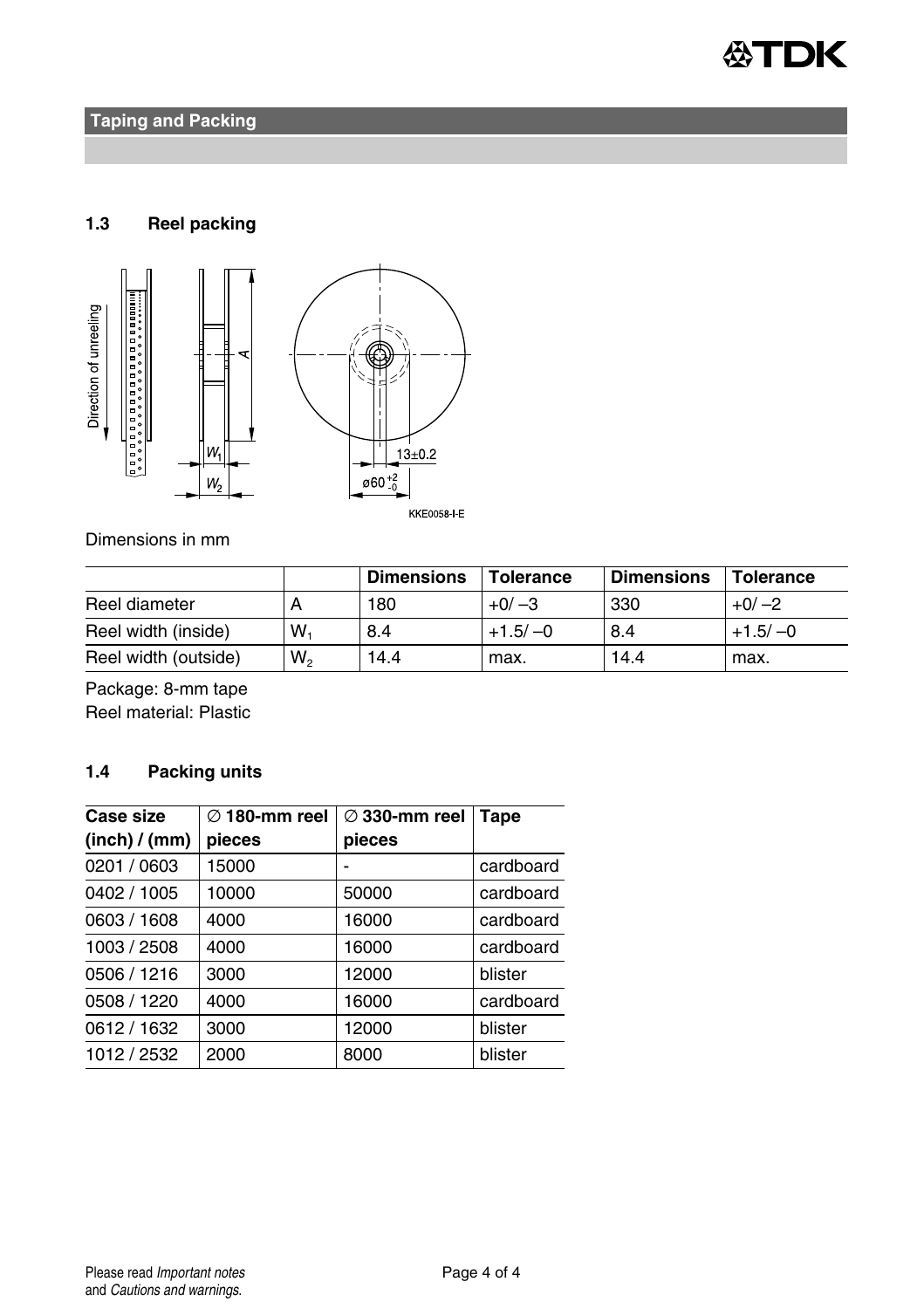## Taping and Packing

### 1.3 Reel packing

Direction of unreeling

A

$W_1$

$W_2$

13±0.2

ø60 $^{+2}_{-0}$

KKE0058-I-E

Dimensions in mm

| | | Dimensions | Tolerance | Dimensions | Tolerance |
|---|---|---|---|---|---|
| Reel diameter | A | 180 | +0/ –3 | 330 | +0/ –2 |
| Reel width (inside) | $W_1$ | 8.4 | +1.5/ –0 | 8.4 | +1.5/ –0 |
| Reel width (outside) | $W_2$ | 14.4 | max. | 14.4 | max. |

Package: 8-mm tape
Reel material: Plastic

### 1.4 Packing units

| Case size (inch) / (mm) | ∅ 180-mm reel pieces | ∅ 330-mm reel pieces | Tape |
|---|---|---|---|
| 0201 / 0603 | 15000 | - | cardboard |
| 0402 / 1005 | 10000 | 50000 | cardboard |
| 0603 / 1608 | 4000 | 16000 | cardboard |
| 1003 / 2508 | 4000 | 16000 | cardboard |
| 0506 / 1216 | 3000 | 12000 | blister |
| 0508 / 1220 | 4000 | 16000 | cardboard |
| 0612 / 1632 | 3000 | 12000 | blister |
| 1012 / 2532 | 2000 | 8000 | blister |

Please read *Important notes* and *Cautions and warnings.*